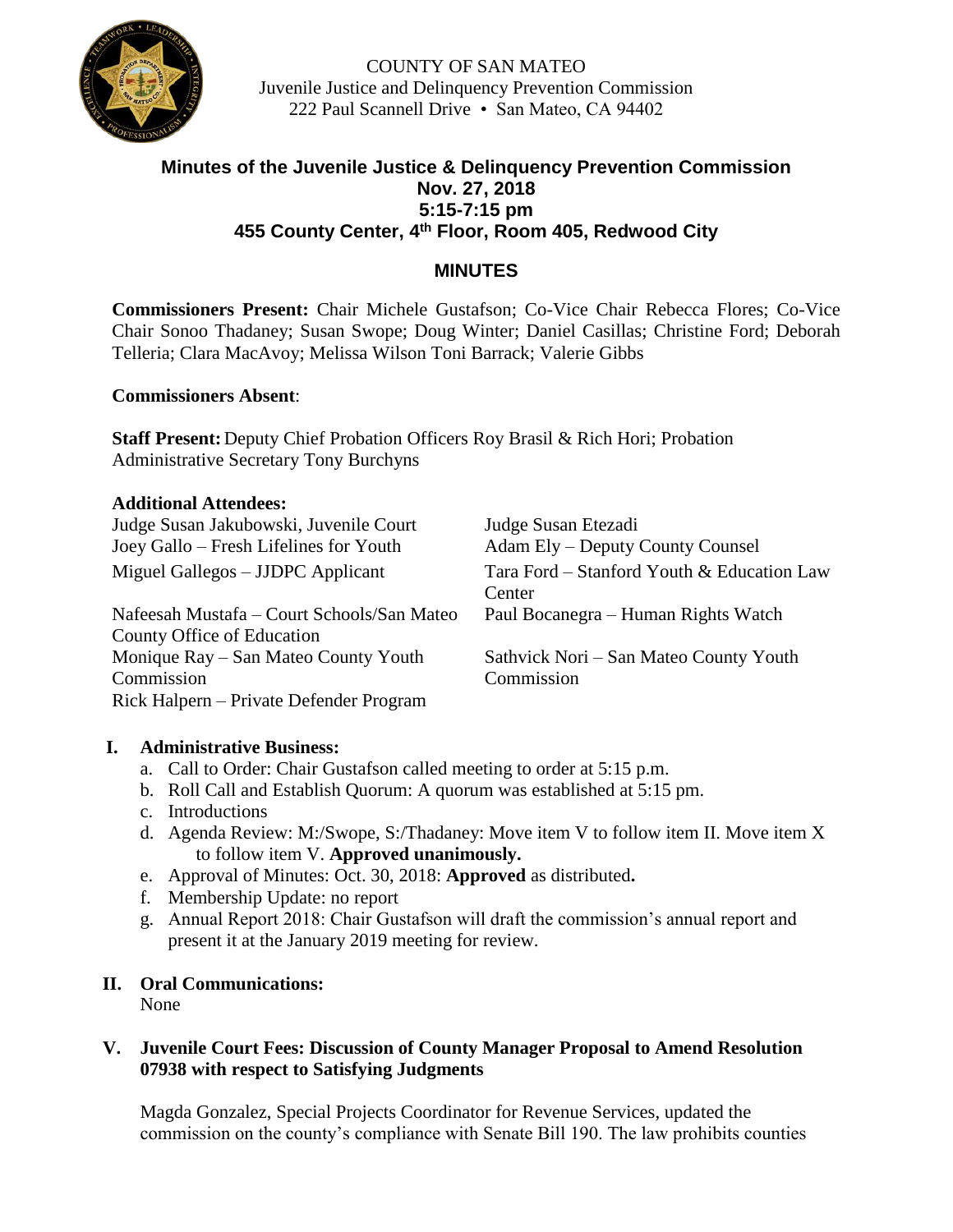COUNTY OF SAN MATEO
Juvenile Justice and Delinquency Prevention Commission
222 Paul Scannell Drive • San Mateo, CA 94402

## Minutes of the Juvenile Justice & Delinquency Prevention Commission
## Nov. 27, 2018
## 5:15-7:15 pm
## 455 County Center, 4th Floor, Room 405, Redwood City

## MINUTES

**Commissioners Present:** Chair Michele Gustafson; Co-Vice Chair Rebecca Flores; Co-Vice Chair Sonoo Thadaney; Susan Swope; Doug Winter; Daniel Casillas; Christine Ford; Deborah Telleria; Clara MacAvoy; Melissa Wilson Toni Barrack; Valerie Gibbs

**Commissioners Absent**:

**Staff Present:** Deputy Chief Probation Officers Roy Brasil & Rich Hori; Probation Administrative Secretary Tony Burchyns

**Additional Attendees:**

Judge Susan Jakubowski, Juvenile Court
Joey Gallo – Fresh Lifelines for Youth
Miguel Gallegos – JJDPC Applicant
Nafeesah Mustafa – Court Schools/San Mateo County Office of Education
Monique Ray – San Mateo County Youth Commission
Rick Halpern – Private Defender Program
Judge Susan Etezadi
Adam Ely – Deputy County Counsel
Tara Ford – Stanford Youth & Education Law Center
Paul Bocanegra – Human Rights Watch
Sathvick Nori – San Mateo County Youth Commission

**I. Administrative Business:**

a. Call to Order: Chair Gustafson called meeting to order at 5:15 p.m.
b. Roll Call and Establish Quorum: A quorum was established at 5:15 pm.
c. Introductions
d. Agenda Review: M:/Swope, S:/Thadaney: Move item V to follow item II. Move item X to follow item V. **Approved unanimously.**
e. Approval of Minutes: Oct. 30, 2018: **Approved** as distributed**.**
f. Membership Update: no report
g. Annual Report 2018: Chair Gustafson will draft the commission's annual report and present it at the January 2019 meeting for review.

**II. Oral Communications:**
None

**V. Juvenile Court Fees: Discussion of County Manager Proposal to Amend Resolution 07938 with respect to Satisfying Judgments**

Magda Gonzalez, Special Projects Coordinator for Revenue Services, updated the commission on the county's compliance with Senate Bill 190. The law prohibits counties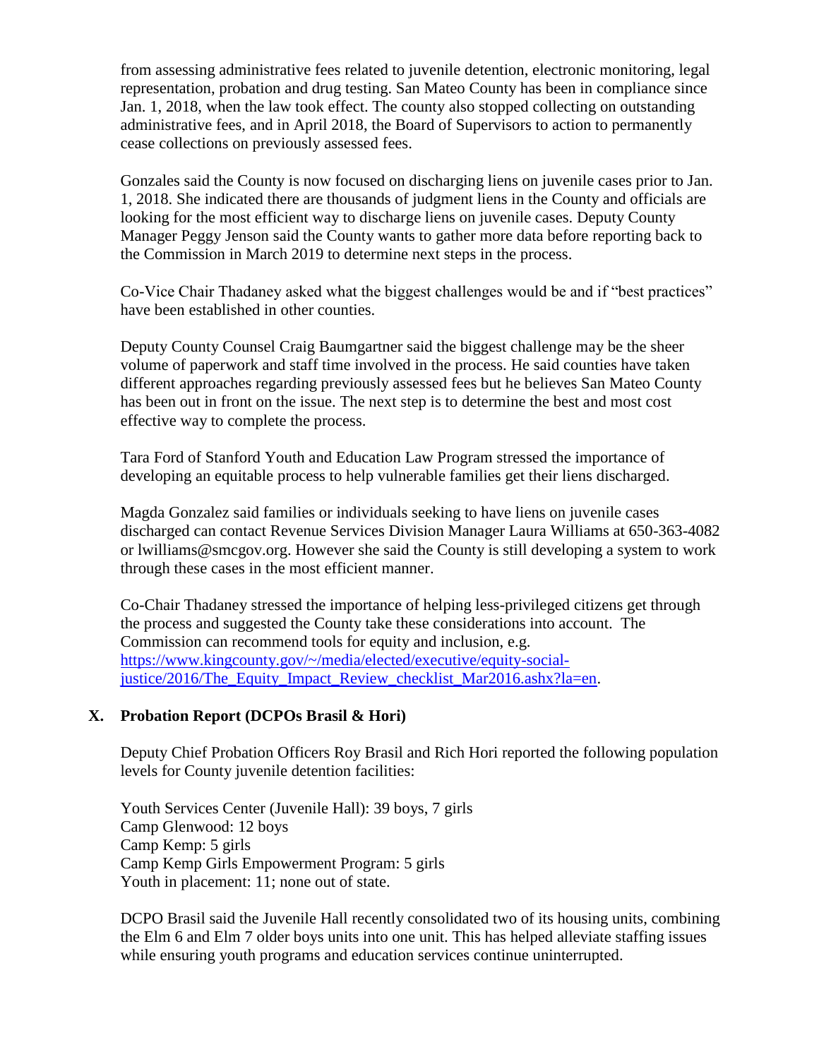from assessing administrative fees related to juvenile detention, electronic monitoring, legal representation, probation and drug testing. San Mateo County has been in compliance since Jan. 1, 2018, when the law took effect. The county also stopped collecting on outstanding administrative fees, and in April 2018, the Board of Supervisors to action to permanently cease collections on previously assessed fees.

Gonzales said the County is now focused on discharging liens on juvenile cases prior to Jan. 1, 2018. She indicated there are thousands of judgment liens in the County and officials are looking for the most efficient way to discharge liens on juvenile cases. Deputy County Manager Peggy Jenson said the County wants to gather more data before reporting back to the Commission in March 2019 to determine next steps in the process.

Co-Vice Chair Thadaney asked what the biggest challenges would be and if "best practices" have been established in other counties.

Deputy County Counsel Craig Baumgartner said the biggest challenge may be the sheer volume of paperwork and staff time involved in the process. He said counties have taken different approaches regarding previously assessed fees but he believes San Mateo County has been out in front on the issue. The next step is to determine the best and most cost effective way to complete the process.

Tara Ford of Stanford Youth and Education Law Program stressed the importance of developing an equitable process to help vulnerable families get their liens discharged.

Magda Gonzalez said families or individuals seeking to have liens on juvenile cases discharged can contact Revenue Services Division Manager Laura Williams at 650-363-4082 or lwilliams@smcgov.org. However she said the County is still developing a system to work through these cases in the most efficient manner.

Co-Chair Thadaney stressed the importance of helping less-privileged citizens get through the process and suggested the County take these considerations into account. The Commission can recommend tools for equity and inclusion, e.g. [https://www.kingcounty.gov/~/media/elected/executive/equity-social-justice/2016/The_Equity_Impact_Review_checklist_Mar2016.ashx?la=en](https://www.kingcounty.gov/~/media/elected/executive/equity-social-justice/2016/The_Equity_Impact_Review_checklist_Mar2016.ashx?la=en).

## X. Probation Report (DCPOs Brasil & Hori)

Deputy Chief Probation Officers Roy Brasil and Rich Hori reported the following population levels for County juvenile detention facilities:

Youth Services Center (Juvenile Hall): 39 boys, 7 girls
Camp Glenwood: 12 boys
Camp Kemp: 5 girls
Camp Kemp Girls Empowerment Program: 5 girls
Youth in placement: 11; none out of state.

DCPO Brasil said the Juvenile Hall recently consolidated two of its housing units, combining the Elm 6 and Elm 7 older boys units into one unit. This has helped alleviate staffing issues while ensuring youth programs and education services continue uninterrupted.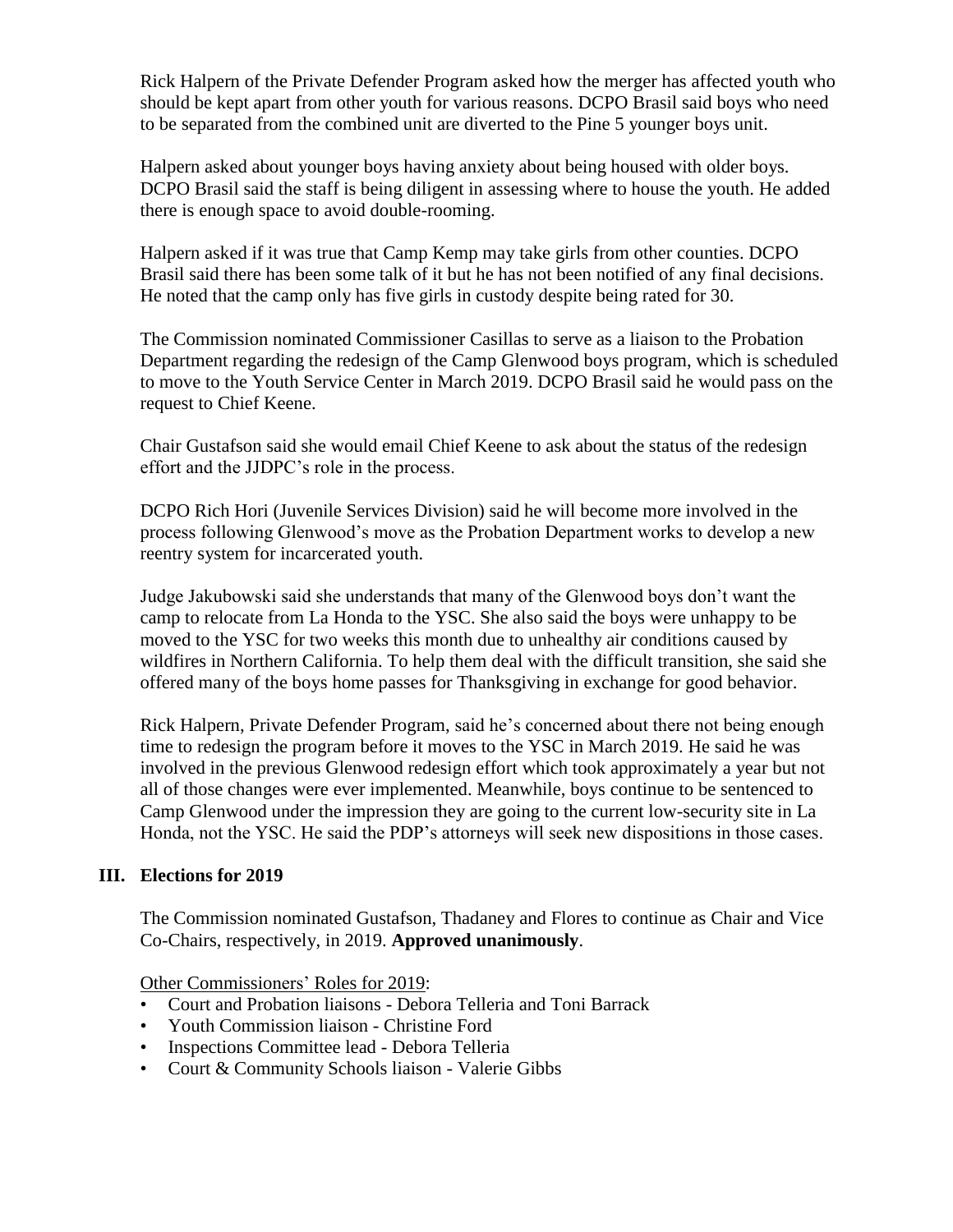Rick Halpern of the Private Defender Program asked how the merger has affected youth who should be kept apart from other youth for various reasons. DCPO Brasil said boys who need to be separated from the combined unit are diverted to the Pine 5 younger boys unit.

Halpern asked about younger boys having anxiety about being housed with older boys. DCPO Brasil said the staff is being diligent in assessing where to house the youth. He added there is enough space to avoid double-rooming.

Halpern asked if it was true that Camp Kemp may take girls from other counties. DCPO Brasil said there has been some talk of it but he has not been notified of any final decisions. He noted that the camp only has five girls in custody despite being rated for 30.

The Commission nominated Commissioner Casillas to serve as a liaison to the Probation Department regarding the redesign of the Camp Glenwood boys program, which is scheduled to move to the Youth Service Center in March 2019. DCPO Brasil said he would pass on the request to Chief Keene.

Chair Gustafson said she would email Chief Keene to ask about the status of the redesign effort and the JJDPC's role in the process.

DCPO Rich Hori (Juvenile Services Division) said he will become more involved in the process following Glenwood's move as the Probation Department works to develop a new reentry system for incarcerated youth.

Judge Jakubowski said she understands that many of the Glenwood boys don't want the camp to relocate from La Honda to the YSC. She also said the boys were unhappy to be moved to the YSC for two weeks this month due to unhealthy air conditions caused by wildfires in Northern California. To help them deal with the difficult transition, she said she offered many of the boys home passes for Thanksgiving in exchange for good behavior.

Rick Halpern, Private Defender Program, said he's concerned about there not being enough time to redesign the program before it moves to the YSC in March 2019. He said he was involved in the previous Glenwood redesign effort which took approximately a year but not all of those changes were ever implemented. Meanwhile, boys continue to be sentenced to Camp Glenwood under the impression they are going to the current low-security site in La Honda, not the YSC. He said the PDP's attorneys will seek new dispositions in those cases.

## III. Elections for 2019

The Commission nominated Gustafson, Thadaney and Flores to continue as Chair and Vice Co-Chairs, respectively, in 2019. **Approved unanimously**.

Other Commissioners' Roles for 2019:

- Court and Probation liaisons - Debora Telleria and Toni Barrack
- Youth Commission liaison - Christine Ford
- Inspections Committee lead - Debora Telleria
- Court & Community Schools liaison - Valerie Gibbs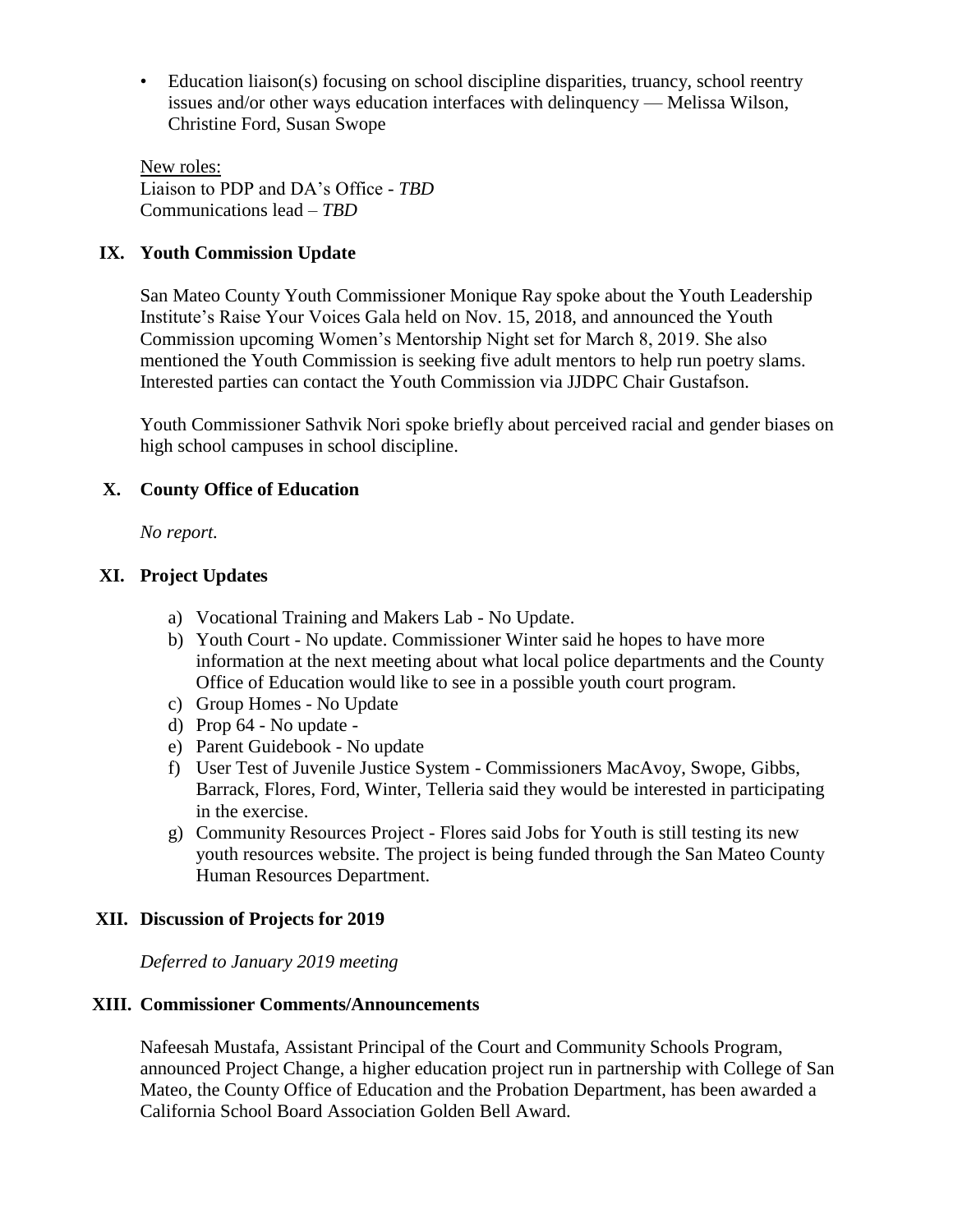- Education liaison(s) focusing on school discipline disparities, truancy, school reentry issues and/or other ways education interfaces with delinquency — Melissa Wilson, Christine Ford, Susan Swope

New roles:
Liaison to PDP and DA's Office - *TBD*
Communications lead – *TBD*

## IX. Youth Commission Update

San Mateo County Youth Commissioner Monique Ray spoke about the Youth Leadership Institute's Raise Your Voices Gala held on Nov. 15, 2018, and announced the Youth Commission upcoming Women's Mentorship Night set for March 8, 2019. She also mentioned the Youth Commission is seeking five adult mentors to help run poetry slams. Interested parties can contact the Youth Commission via JJDPC Chair Gustafson.

Youth Commissioner Sathvik Nori spoke briefly about perceived racial and gender biases on high school campuses in school discipline.

## X. County Office of Education

*No report.*

## XI. Project Updates

a) Vocational Training and Makers Lab - No Update.
b) Youth Court - No update. Commissioner Winter said he hopes to have more information at the next meeting about what local police departments and the County Office of Education would like to see in a possible youth court program.
c) Group Homes - No Update
d) Prop 64 - No update -
e) Parent Guidebook - No update
f) User Test of Juvenile Justice System - Commissioners MacAvoy, Swope, Gibbs, Barrack, Flores, Ford, Winter, Telleria said they would be interested in participating in the exercise.
g) Community Resources Project - Flores said Jobs for Youth is still testing its new youth resources website. The project is being funded through the San Mateo County Human Resources Department.

## XII. Discussion of Projects for 2019

*Deferred to January 2019 meeting*

## XIII. Commissioner Comments/Announcements

Nafeesah Mustafa, Assistant Principal of the Court and Community Schools Program, announced Project Change, a higher education project run in partnership with College of San Mateo, the County Office of Education and the Probation Department, has been awarded a California School Board Association Golden Bell Award.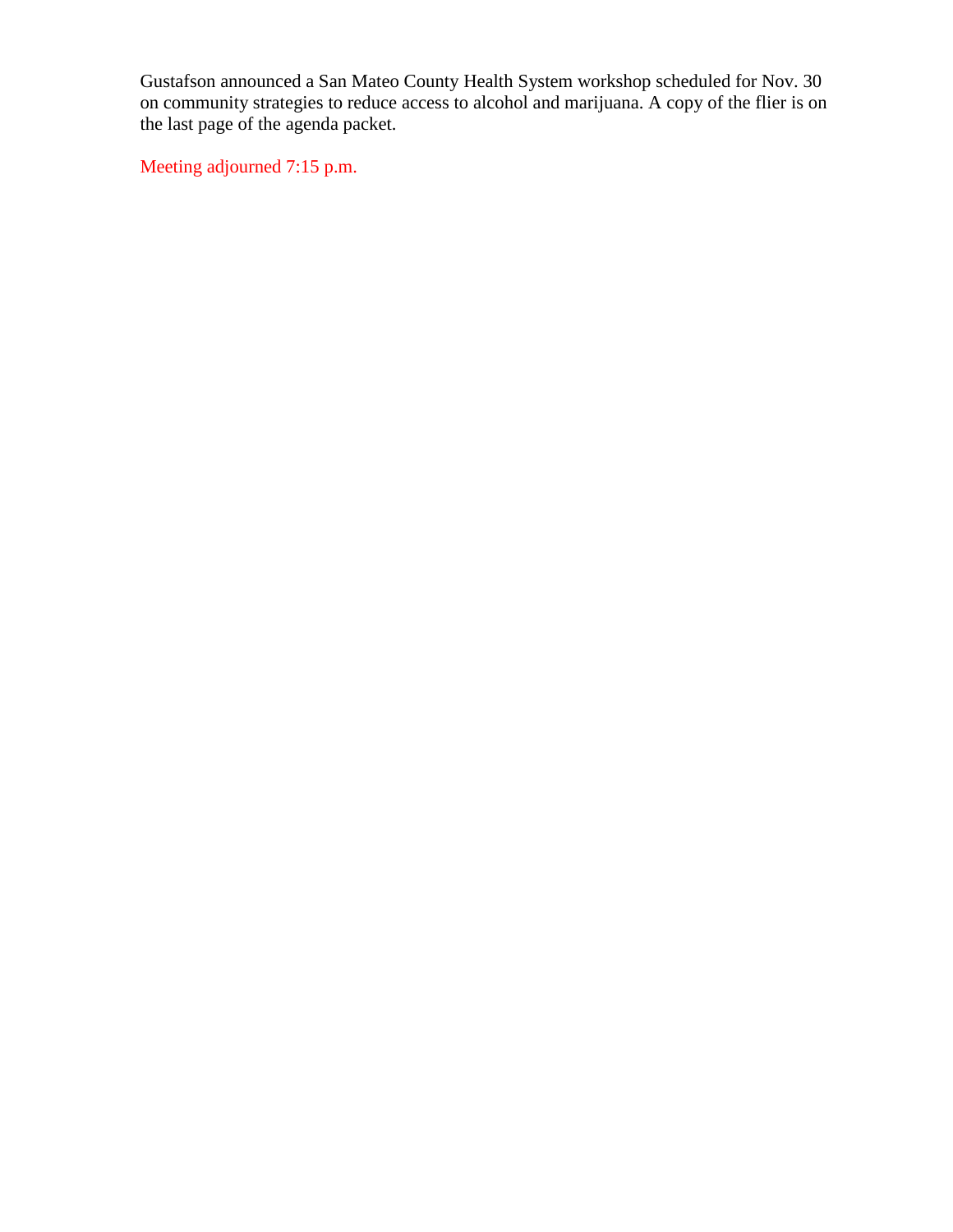Gustafson announced a San Mateo County Health System workshop scheduled for Nov. 30 on community strategies to reduce access to alcohol and marijuana. A copy of the flier is on the last page of the agenda packet.

Meeting adjourned 7:15 p.m.